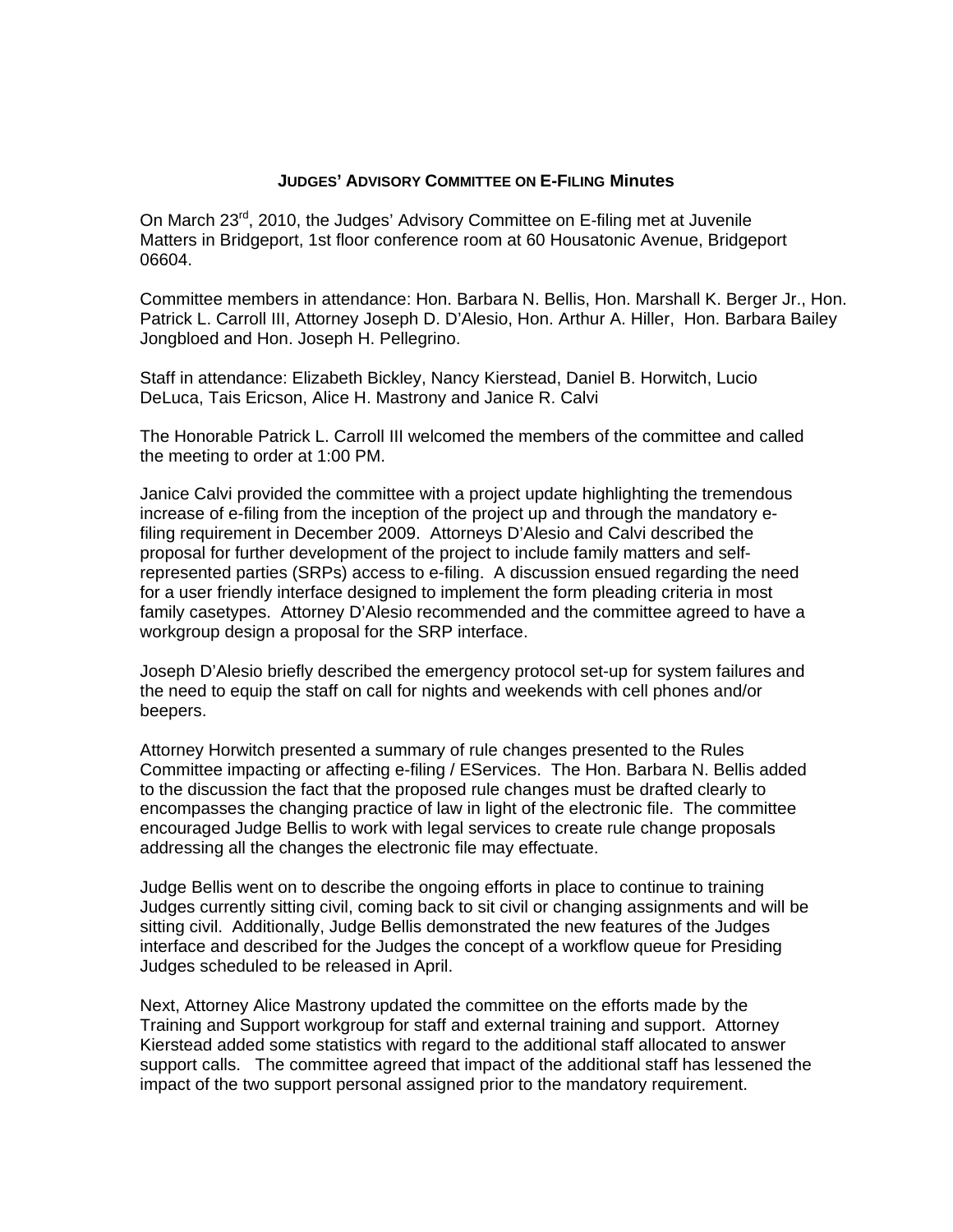# JUDGES' ADVISORY COMMITTEE ON E-FILING Minutes

On March 23rd, 2010, the Judges' Advisory Committee on E-filing met at Juvenile Matters in Bridgeport, 1st floor conference room at 60 Housatonic Avenue, Bridgeport 06604.

Committee members in attendance: Hon. Barbara N. Bellis, Hon. Marshall K. Berger Jr., Hon. Patrick L. Carroll III, Attorney Joseph D. D'Alesio, Hon. Arthur A. Hiller, Hon. Barbara Bailey Jongbloed and Hon. Joseph H. Pellegrino.

Staff in attendance: Elizabeth Bickley, Nancy Kierstead, Daniel B. Horwitch, Lucio DeLuca, Tais Ericson, Alice H. Mastrony and Janice R. Calvi

The Honorable Patrick L. Carroll III welcomed the members of the committee and called the meeting to order at 1:00 PM.

Janice Calvi provided the committee with a project update highlighting the tremendous increase of e-filing from the inception of the project up and through the mandatory e-filing requirement in December 2009. Attorneys D'Alesio and Calvi described the proposal for further development of the project to include family matters and self-represented parties (SRPs) access to e-filing. A discussion ensued regarding the need for a user friendly interface designed to implement the form pleading criteria in most family casetypes. Attorney D'Alesio recommended and the committee agreed to have a workgroup design a proposal for the SRP interface.

Joseph D'Alesio briefly described the emergency protocol set-up for system failures and the need to equip the staff on call for nights and weekends with cell phones and/or beepers.

Attorney Horwitch presented a summary of rule changes presented to the Rules Committee impacting or affecting e-filing / EServices. The Hon. Barbara N. Bellis added to the discussion the fact that the proposed rule changes must be drafted clearly to encompasses the changing practice of law in light of the electronic file. The committee encouraged Judge Bellis to work with legal services to create rule change proposals addressing all the changes the electronic file may effectuate.

Judge Bellis went on to describe the ongoing efforts in place to continue to training Judges currently sitting civil, coming back to sit civil or changing assignments and will be sitting civil. Additionally, Judge Bellis demonstrated the new features of the Judges interface and described for the Judges the concept of a workflow queue for Presiding Judges scheduled to be released in April.

Next, Attorney Alice Mastrony updated the committee on the efforts made by the Training and Support workgroup for staff and external training and support. Attorney Kierstead added some statistics with regard to the additional staff allocated to answer support calls. The committee agreed that impact of the additional staff has lessened the impact of the two support personal assigned prior to the mandatory requirement.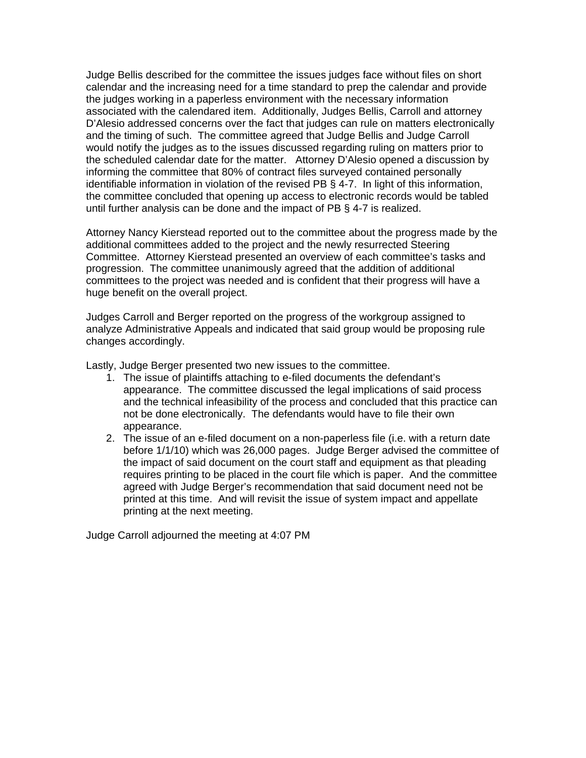Judge Bellis described for the committee the issues judges face without files on short calendar and the increasing need for a time standard to prep the calendar and provide the judges working in a paperless environment with the necessary information associated with the calendared item. Additionally, Judges Bellis, Carroll and attorney D'Alesio addressed concerns over the fact that judges can rule on matters electronically and the timing of such. The committee agreed that Judge Bellis and Judge Carroll would notify the judges as to the issues discussed regarding ruling on matters prior to the scheduled calendar date for the matter. Attorney D'Alesio opened a discussion by informing the committee that 80% of contract files surveyed contained personally identifiable information in violation of the revised PB § 4-7. In light of this information, the committee concluded that opening up access to electronic records would be tabled until further analysis can be done and the impact of PB § 4-7 is realized.

Attorney Nancy Kierstead reported out to the committee about the progress made by the additional committees added to the project and the newly resurrected Steering Committee. Attorney Kierstead presented an overview of each committee's tasks and progression. The committee unanimously agreed that the addition of additional committees to the project was needed and is confident that their progress will have a huge benefit on the overall project.

Judges Carroll and Berger reported on the progress of the workgroup assigned to analyze Administrative Appeals and indicated that said group would be proposing rule changes accordingly.

Lastly, Judge Berger presented two new issues to the committee.

1. The issue of plaintiffs attaching to e-filed documents the defendant's appearance. The committee discussed the legal implications of said process and the technical infeasibility of the process and concluded that this practice can not be done electronically. The defendants would have to file their own appearance.
2. The issue of an e-filed document on a non-paperless file (i.e. with a return date before 1/1/10) which was 26,000 pages. Judge Berger advised the committee of the impact of said document on the court staff and equipment as that pleading requires printing to be placed in the court file which is paper. And the committee agreed with Judge Berger's recommendation that said document need not be printed at this time. And will revisit the issue of system impact and appellate printing at the next meeting.

Judge Carroll adjourned the meeting at 4:07 PM